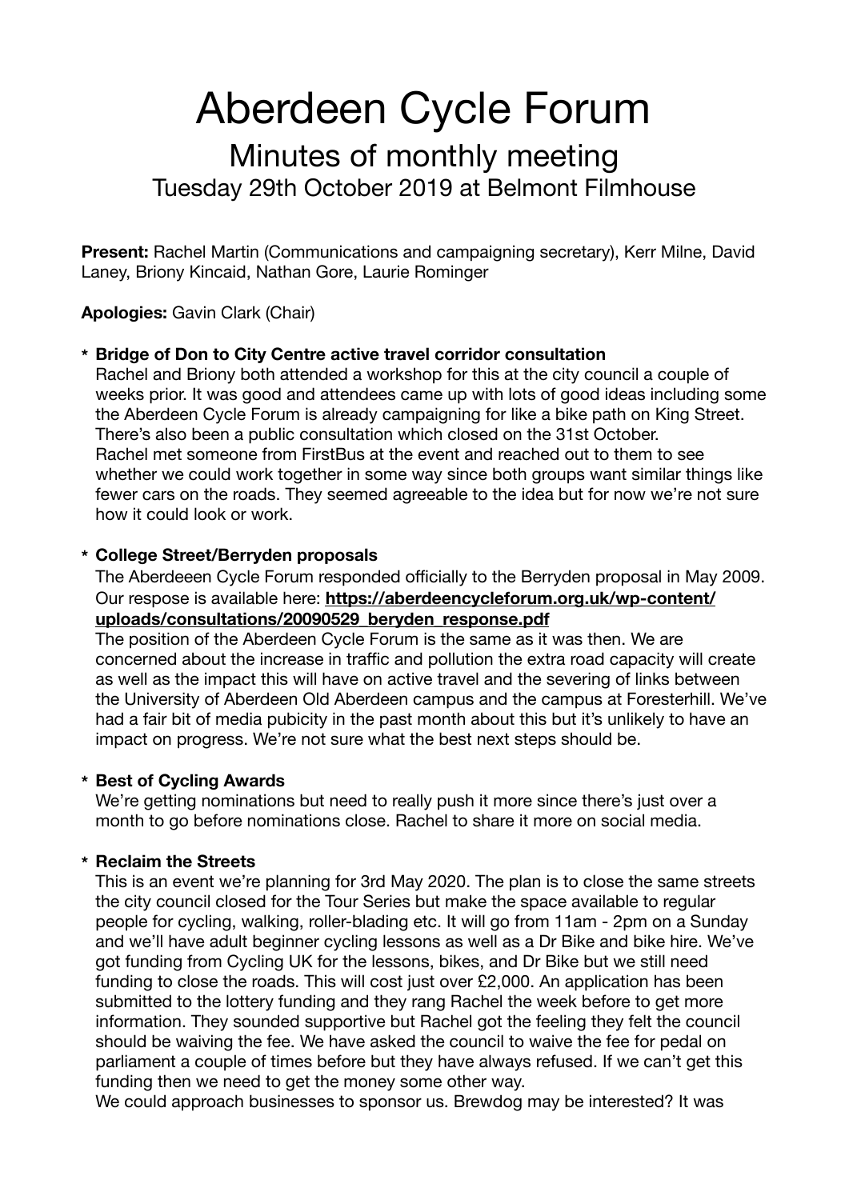# Aberdeen Cycle Forum

## Minutes of monthly meeting

### Tuesday 29th October 2019 at Belmont Filmhouse

**Present:** Rachel Martin (Communications and campaigning secretary), Kerr Milne, David Laney, Briony Kincaid, Nathan Gore, Laurie Rominger

**Apologies:** Gavin Clark (Chair)

* **Bridge of Don to City Centre active travel corridor consultation**
  Rachel and Briony both attended a workshop for this at the city council a couple of weeks prior. It was good and attendees came up with lots of good ideas including some the Aberdeen Cycle Forum is already campaigning for like a bike path on King Street. There's also been a public consultation which closed on the 31st October.
  Rachel met someone from FirstBus at the event and reached out to them to see whether we could work together in some way since both groups want similar things like fewer cars on the roads. They seemed agreeable to the idea but for now we're not sure how it could look or work.

* **College Street/Berryden proposals**
  The Aberdeeen Cycle Forum responded officially to the Berryden proposal in May 2009. Our respose is available here: **https://aberdeencycleforum.org.uk/wp-content/uploads/consultations/20090529_beryden_response.pdf**
  The position of the Aberdeen Cycle Forum is the same as it was then. We are concerned about the increase in traffic and pollution the extra road capacity will create as well as the impact this will have on active travel and the severing of links between the University of Aberdeen Old Aberdeen campus and the campus at Foresterhill. We've had a fair bit of media pubicity in the past month about this but it's unlikely to have an impact on progress. We're not sure what the best next steps should be.

* **Best of Cycling Awards**
  We're getting nominations but need to really push it more since there's just over a month to go before nominations close. Rachel to share it more on social media.

* **Reclaim the Streets**
  This is an event we're planning for 3rd May 2020. The plan is to close the same streets the city council closed for the Tour Series but make the space available to regular people for cycling, walking, roller-blading etc. It will go from 11am - 2pm on a Sunday and we'll have adult beginner cycling lessons as well as a Dr Bike and bike hire. We've got funding from Cycling UK for the lessons, bikes, and Dr Bike but we still need funding to close the roads. This will cost just over £2,000. An application has been submitted to the lottery funding and they rang Rachel the week before to get more information. They sounded supportive but Rachel got the feeling they felt the council should be waiving the fee. We have asked the council to waive the fee for pedal on parliament a couple of times before but they have always refused. If we can't get this funding then we need to get the money some other way.
  We could approach businesses to sponsor us. Brewdog may be interested? It was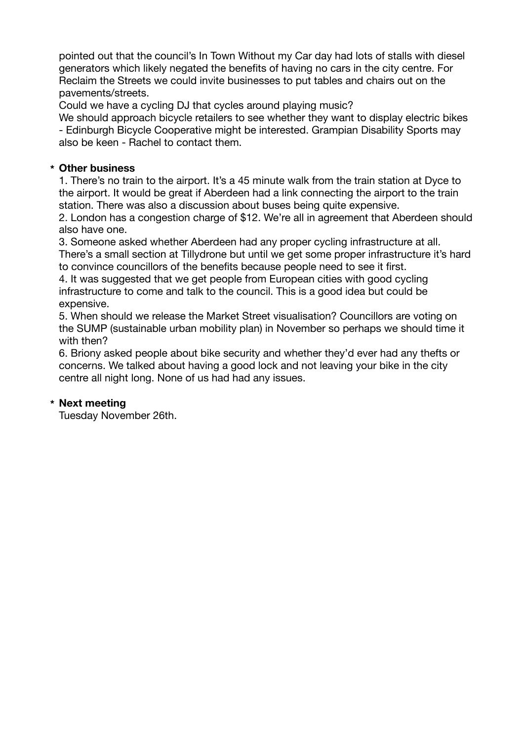pointed out that the council's In Town Without my Car day had lots of stalls with diesel generators which likely negated the benefits of having no cars in the city centre. For Reclaim the Streets we could invite businesses to put tables and chairs out on the pavements/streets.
Could we have a cycling DJ that cycles around playing music?
We should approach bicycle retailers to see whether they want to display electric bikes - Edinburgh Bicycle Cooperative might be interested. Grampian Disability Sports may also be keen - Rachel to contact them.

* **Other business**
  1. There's no train to the airport. It's a 45 minute walk from the train station at Dyce to the airport. It would be great if Aberdeen had a link connecting the airport to the train station. There was also a discussion about buses being quite expensive.
  2. London has a congestion charge of $12. We're all in agreement that Aberdeen should also have one.
  3. Someone asked whether Aberdeen had any proper cycling infrastructure at all. There's a small section at Tillydrone but until we get some proper infrastructure it's hard to convince councillors of the benefits because people need to see it first.
  4. It was suggested that we get people from European cities with good cycling infrastructure to come and talk to the council. This is a good idea but could be expensive.
  5. When should we release the Market Street visualisation? Councillors are voting on the SUMP (sustainable urban mobility plan) in November so perhaps we should time it with then?
  6. Briony asked people about bike security and whether they'd ever had any thefts or concerns. We talked about having a good lock and not leaving your bike in the city centre all night long. None of us had had any issues.

* **Next meeting**
  Tuesday November 26th.